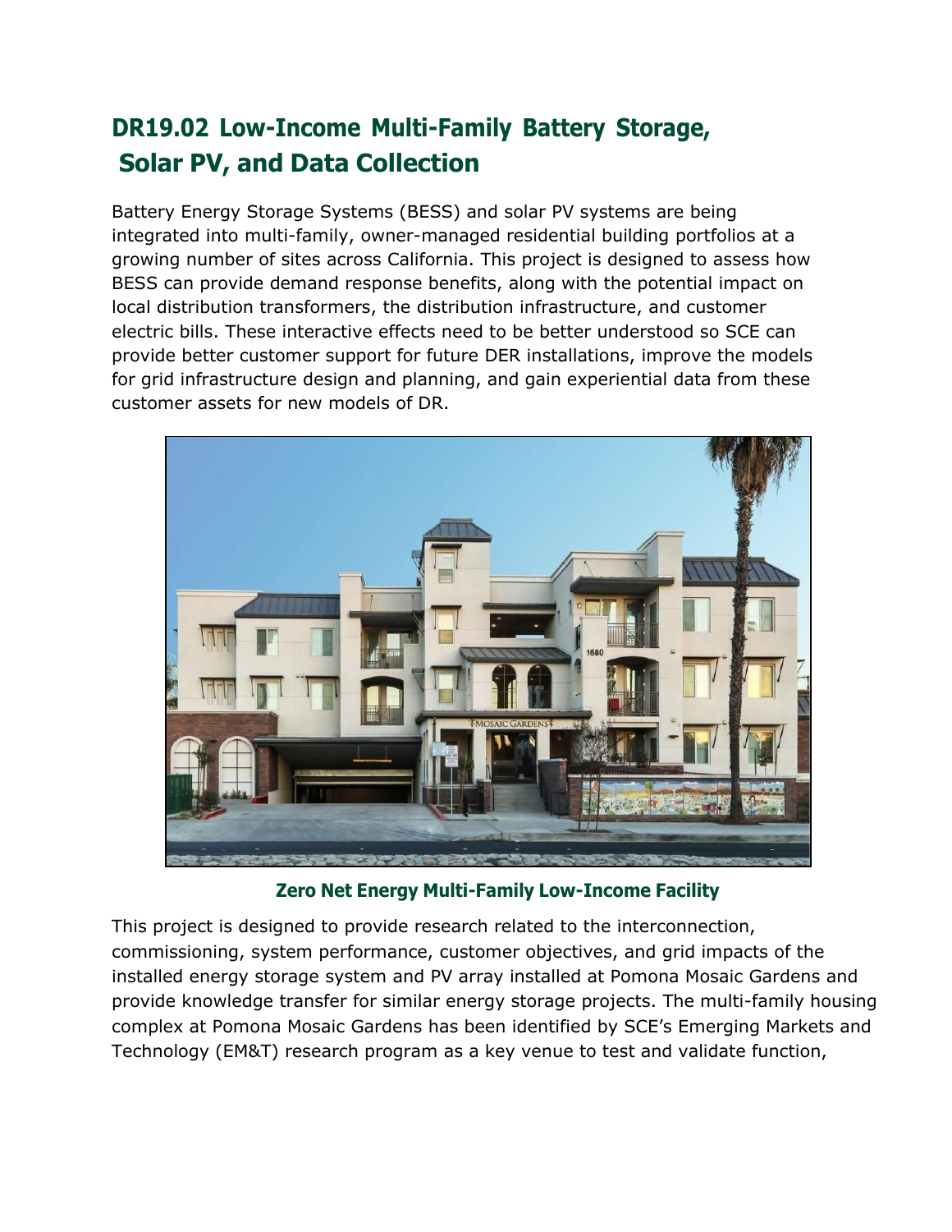# DR19.02 Low-Income Multi-Family Battery Storage, Solar PV, and Data Collection

Battery Energy Storage Systems (BESS) and solar PV systems are being integrated into multi-family, owner-managed residential building portfolios at a growing number of sites across California. This project is designed to assess how BESS can provide demand response benefits, along with the potential impact on local distribution transformers, the distribution infrastructure, and customer electric bills. These interactive effects need to be better understood so SCE can provide better customer support for future DER installations, improve the models for grid infrastructure design and planning, and gain experiential data from these customer assets for new models of DR.

**Zero Net Energy Multi-Family Low-Income Facility**

This project is designed to provide research related to the interconnection, commissioning, system performance, customer objectives, and grid impacts of the installed energy storage system and PV array installed at Pomona Mosaic Gardens and provide knowledge transfer for similar energy storage projects. The multi-family housing complex at Pomona Mosaic Gardens has been identified by SCE's Emerging Markets and Technology (EM&T) research program as a key venue to test and validate function,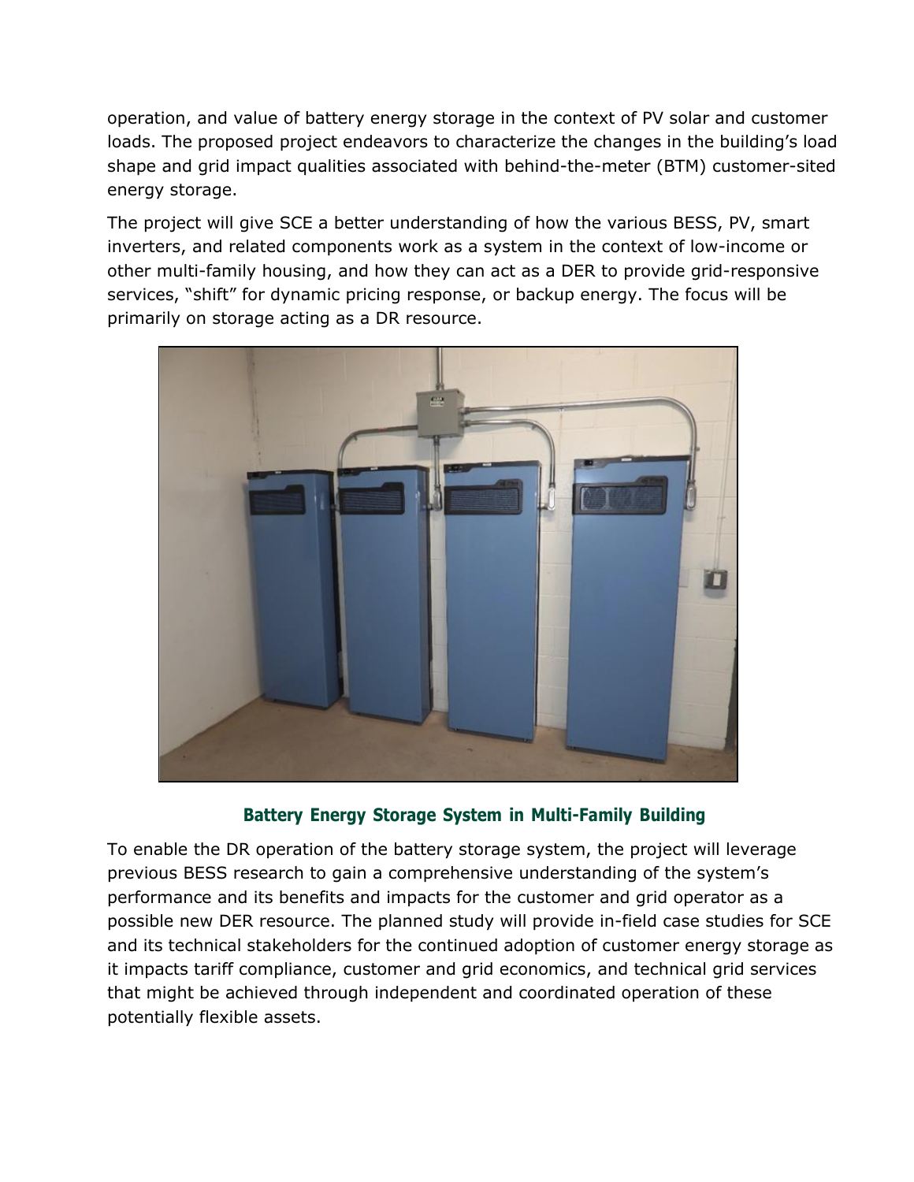operation, and value of battery energy storage in the context of PV solar and customer loads. The proposed project endeavors to characterize the changes in the building's load shape and grid impact qualities associated with behind-the-meter (BTM) customer-sited energy storage.

The project will give SCE a better understanding of how the various BESS, PV, smart inverters, and related components work as a system in the context of low-income or other multi-family housing, and how they can act as a DER to provide grid-responsive services, "shift" for dynamic pricing response, or backup energy. The focus will be primarily on storage acting as a DR resource.

**Battery Energy Storage System in Multi-Family Building**

To enable the DR operation of the battery storage system, the project will leverage previous BESS research to gain a comprehensive understanding of the system's performance and its benefits and impacts for the customer and grid operator as a possible new DER resource. The planned study will provide in-field case studies for SCE and its technical stakeholders for the continued adoption of customer energy storage as it impacts tariff compliance, customer and grid economics, and technical grid services that might be achieved through independent and coordinated operation of these potentially flexible assets.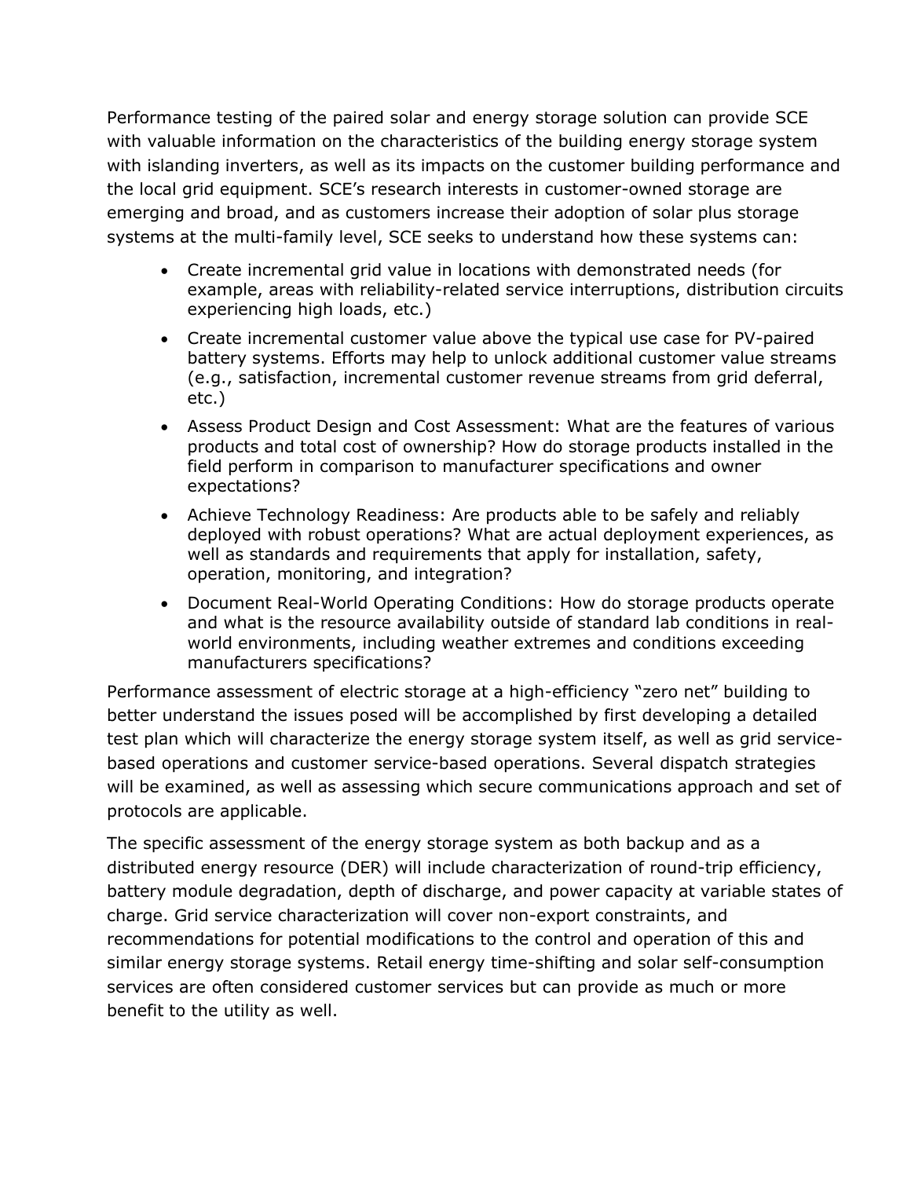Performance testing of the paired solar and energy storage solution can provide SCE with valuable information on the characteristics of the building energy storage system with islanding inverters, as well as its impacts on the customer building performance and the local grid equipment. SCE's research interests in customer-owned storage are emerging and broad, and as customers increase their adoption of solar plus storage systems at the multi-family level, SCE seeks to understand how these systems can:

- Create incremental grid value in locations with demonstrated needs (for example, areas with reliability-related service interruptions, distribution circuits experiencing high loads, etc.)
- Create incremental customer value above the typical use case for PV-paired battery systems. Efforts may help to unlock additional customer value streams (e.g., satisfaction, incremental customer revenue streams from grid deferral, etc.)
- Assess Product Design and Cost Assessment: What are the features of various products and total cost of ownership? How do storage products installed in the field perform in comparison to manufacturer specifications and owner expectations?
- Achieve Technology Readiness: Are products able to be safely and reliably deployed with robust operations? What are actual deployment experiences, as well as standards and requirements that apply for installation, safety, operation, monitoring, and integration?
- Document Real-World Operating Conditions: How do storage products operate and what is the resource availability outside of standard lab conditions in real-world environments, including weather extremes and conditions exceeding manufacturers specifications?

Performance assessment of electric storage at a high-efficiency "zero net" building to better understand the issues posed will be accomplished by first developing a detailed test plan which will characterize the energy storage system itself, as well as grid service-based operations and customer service-based operations. Several dispatch strategies will be examined, as well as assessing which secure communications approach and set of protocols are applicable.

The specific assessment of the energy storage system as both backup and as a distributed energy resource (DER) will include characterization of round-trip efficiency, battery module degradation, depth of discharge, and power capacity at variable states of charge. Grid service characterization will cover non-export constraints, and recommendations for potential modifications to the control and operation of this and similar energy storage systems. Retail energy time-shifting and solar self-consumption services are often considered customer services but can provide as much or more benefit to the utility as well.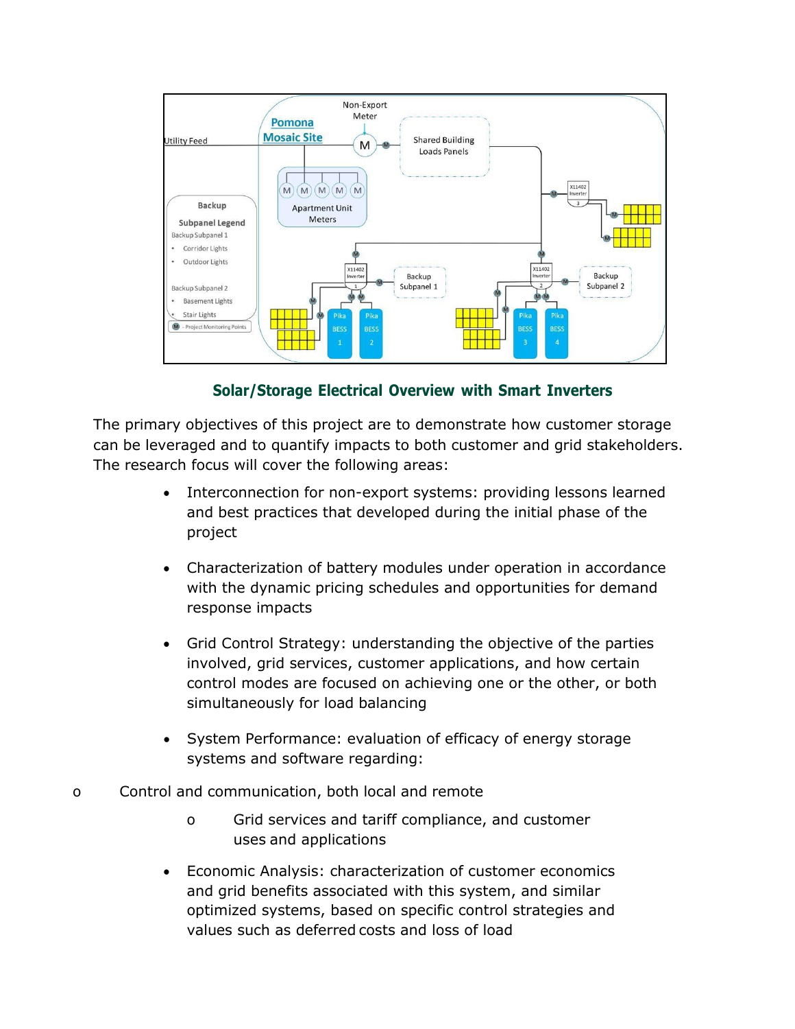**Solar/Storage Electrical Overview with Smart Inverters**

The primary objectives of this project are to demonstrate how customer storage can be leveraged and to quantify impacts to both customer and grid stakeholders. The research focus will cover the following areas:

- Interconnection for non-export systems: providing lessons learned and best practices that developed during the initial phase of the project

- Characterization of battery modules under operation in accordance with the dynamic pricing schedules and opportunities for demand response impacts

- Grid Control Strategy: understanding the objective of the parties involved, grid services, customer applications, and how certain control modes are focused on achieving one or the other, or both simultaneously for load balancing

- System Performance: evaluation of efficacy of energy storage systems and software regarding:
  - Control and communication, both local and remote
  - Grid services and tariff compliance, and customer uses and applications

- Economic Analysis: characterization of customer economics and grid benefits associated with this system, and similar optimized systems, based on specific control strategies and values such as deferred costs and loss of load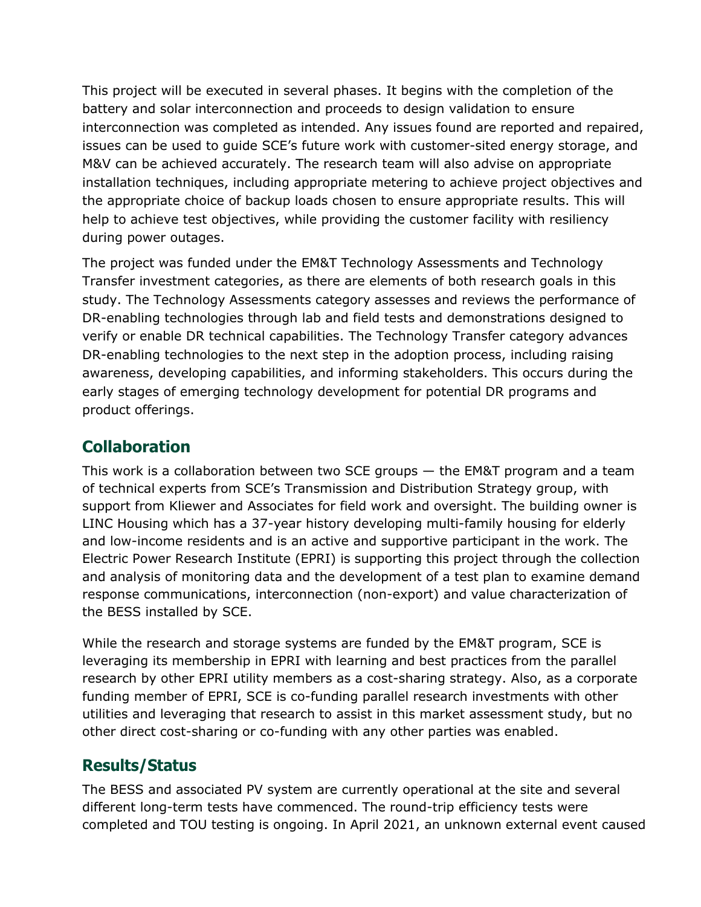This project will be executed in several phases. It begins with the completion of the battery and solar interconnection and proceeds to design validation to ensure interconnection was completed as intended. Any issues found are reported and repaired, issues can be used to guide SCE's future work with customer-sited energy storage, and M&V can be achieved accurately. The research team will also advise on appropriate installation techniques, including appropriate metering to achieve project objectives and the appropriate choice of backup loads chosen to ensure appropriate results. This will help to achieve test objectives, while providing the customer facility with resiliency during power outages.

The project was funded under the EM&T Technology Assessments and Technology Transfer investment categories, as there are elements of both research goals in this study. The Technology Assessments category assesses and reviews the performance of DR-enabling technologies through lab and field tests and demonstrations designed to verify or enable DR technical capabilities. The Technology Transfer category advances DR-enabling technologies to the next step in the adoption process, including raising awareness, developing capabilities, and informing stakeholders. This occurs during the early stages of emerging technology development for potential DR programs and product offerings.

## Collaboration

This work is a collaboration between two SCE groups — the EM&T program and a team of technical experts from SCE's Transmission and Distribution Strategy group, with support from Kliewer and Associates for field work and oversight. The building owner is LINC Housing which has a 37-year history developing multi-family housing for elderly and low-income residents and is an active and supportive participant in the work. The Electric Power Research Institute (EPRI) is supporting this project through the collection and analysis of monitoring data and the development of a test plan to examine demand response communications, interconnection (non-export) and value characterization of the BESS installed by SCE.

While the research and storage systems are funded by the EM&T program, SCE is leveraging its membership in EPRI with learning and best practices from the parallel research by other EPRI utility members as a cost-sharing strategy. Also, as a corporate funding member of EPRI, SCE is co-funding parallel research investments with other utilities and leveraging that research to assist in this market assessment study, but no other direct cost-sharing or co-funding with any other parties was enabled.

## Results/Status

The BESS and associated PV system are currently operational at the site and several different long-term tests have commenced. The round-trip efficiency tests were completed and TOU testing is ongoing. In April 2021, an unknown external event caused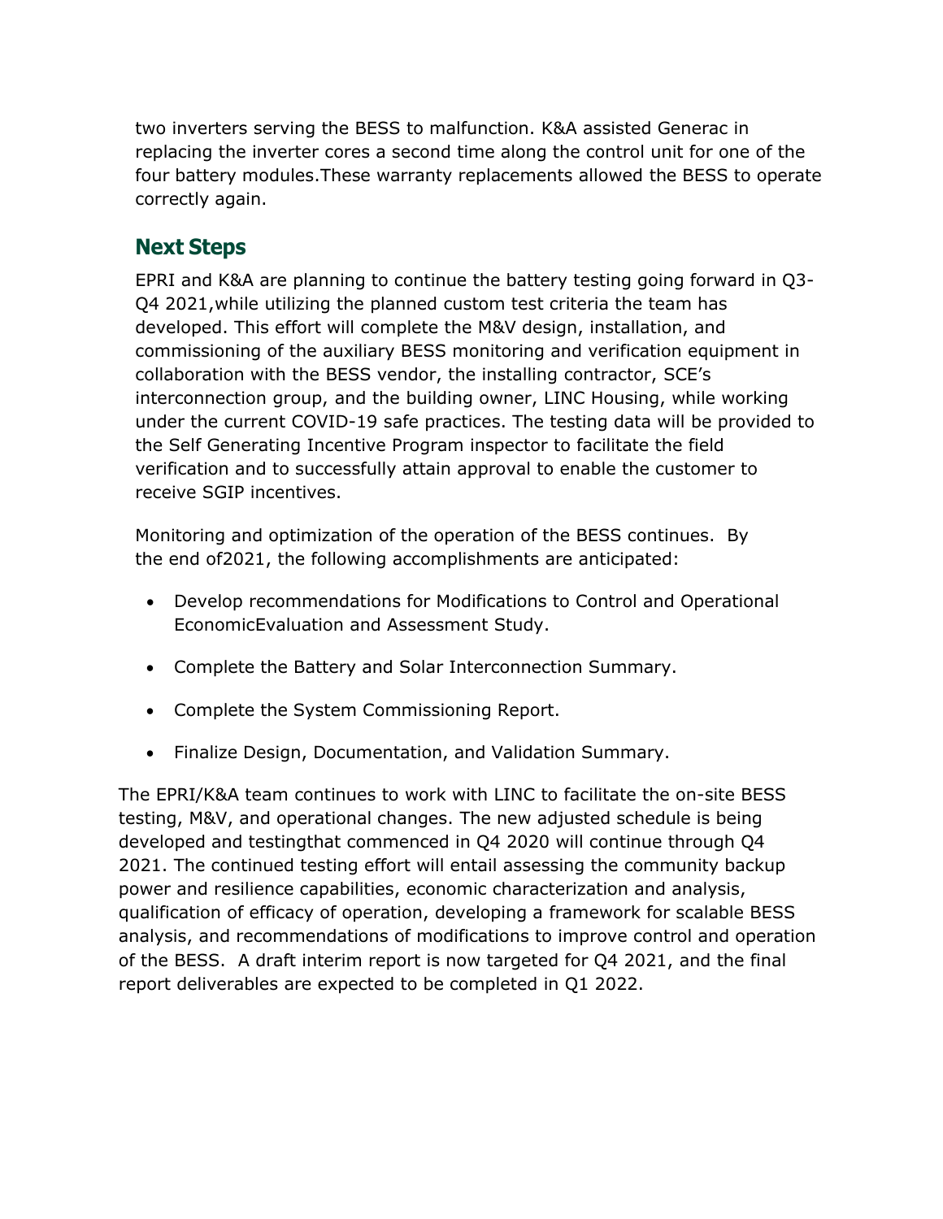two inverters serving the BESS to malfunction. K&A assisted Generac in replacing the inverter cores a second time along the control unit for one of the four battery modules.These warranty replacements allowed the BESS to operate correctly again.

## Next Steps

EPRI and K&A are planning to continue the battery testing going forward in Q3-Q4 2021,while utilizing the planned custom test criteria the team has developed. This effort will complete the M&V design, installation, and commissioning of the auxiliary BESS monitoring and verification equipment in collaboration with the BESS vendor, the installing contractor, SCE's interconnection group, and the building owner, LINC Housing, while working under the current COVID-19 safe practices. The testing data will be provided to the Self Generating Incentive Program inspector to facilitate the field verification and to successfully attain approval to enable the customer to receive SGIP incentives.

Monitoring and optimization of the operation of the BESS continues. By the end of2021, the following accomplishments are anticipated:

- Develop recommendations for Modifications to Control and Operational EconomicEvaluation and Assessment Study.
- Complete the Battery and Solar Interconnection Summary.
- Complete the System Commissioning Report.
- Finalize Design, Documentation, and Validation Summary.

The EPRI/K&A team continues to work with LINC to facilitate the on-site BESS testing, M&V, and operational changes. The new adjusted schedule is being developed and testingthat commenced in Q4 2020 will continue through Q4 2021. The continued testing effort will entail assessing the community backup power and resilience capabilities, economic characterization and analysis, qualification of efficacy of operation, developing a framework for scalable BESS analysis, and recommendations of modifications to improve control and operation of the BESS. A draft interim report is now targeted for Q4 2021, and the final report deliverables are expected to be completed in Q1 2022.